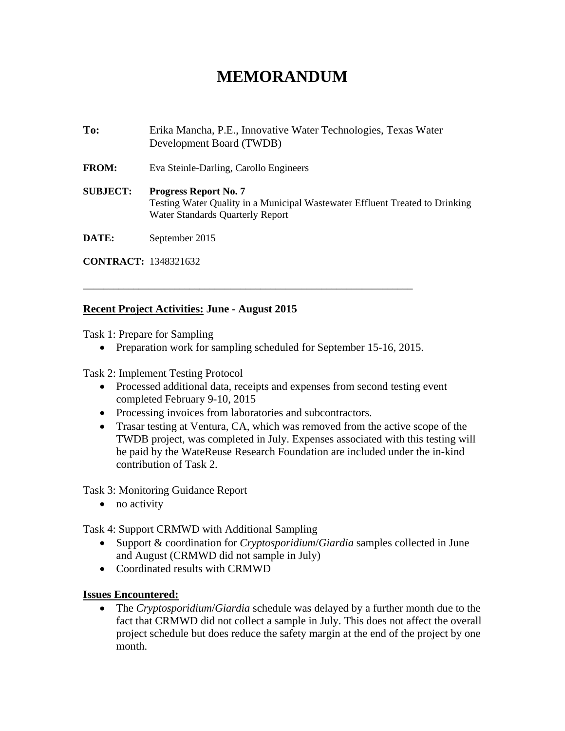# MEMORANDUM

**To:** Erika Mancha, P.E., Innovative Water Technologies, Texas Water Development Board (TWDB)

**FROM:** Eva Steinle-Darling, Carollo Engineers

**SUBJECT:** **Progress Report No. 7**
Testing Water Quality in a Municipal Wastewater Effluent Treated to Drinking Water Standards Quarterly Report

**DATE:** September 2015

**CONTRACT:** 1348321632

---

**Recent Project Activities: June - August 2015**

Task 1: Prepare for Sampling

- Preparation work for sampling scheduled for September 15-16, 2015.

Task 2: Implement Testing Protocol

- Processed additional data, receipts and expenses from second testing event completed February 9-10, 2015
- Processing invoices from laboratories and subcontractors.
- Trasar testing at Ventura, CA, which was removed from the active scope of the TWDB project, was completed in July. Expenses associated with this testing will be paid by the WateReuse Research Foundation are included under the in-kind contribution of Task 2.

Task 3: Monitoring Guidance Report

- no activity

Task 4: Support CRMWD with Additional Sampling

- Support & coordination for *Cryptosporidium*/*Giardia* samples collected in June and August (CRMWD did not sample in July)
- Coordinated results with CRMWD

**Issues Encountered:**

- The *Cryptosporidium*/*Giardia* schedule was delayed by a further month due to the fact that CRMWD did not collect a sample in July. This does not affect the overall project schedule but does reduce the safety margin at the end of the project by one month.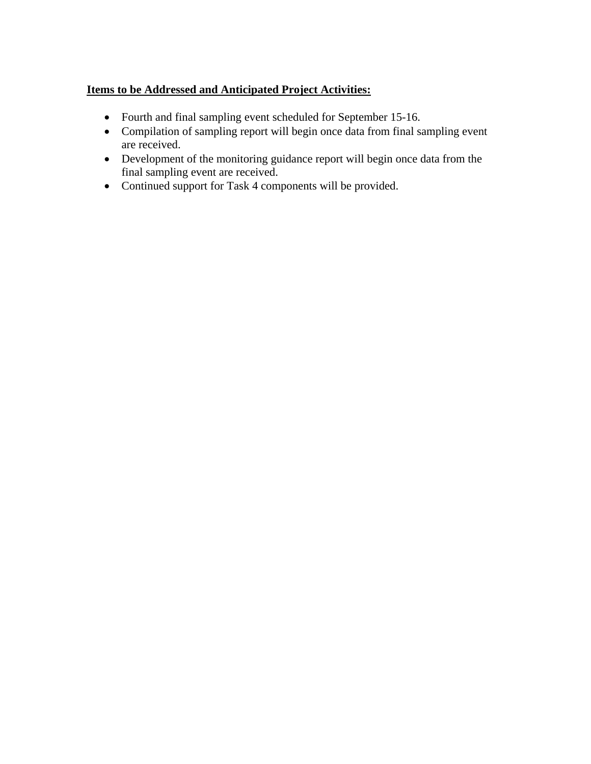**Items to be Addressed and Anticipated Project Activities:**

- Fourth and final sampling event scheduled for September 15-16.
- Compilation of sampling report will begin once data from final sampling event are received.
- Development of the monitoring guidance report will begin once data from the final sampling event are received.
- Continued support for Task 4 components will be provided.